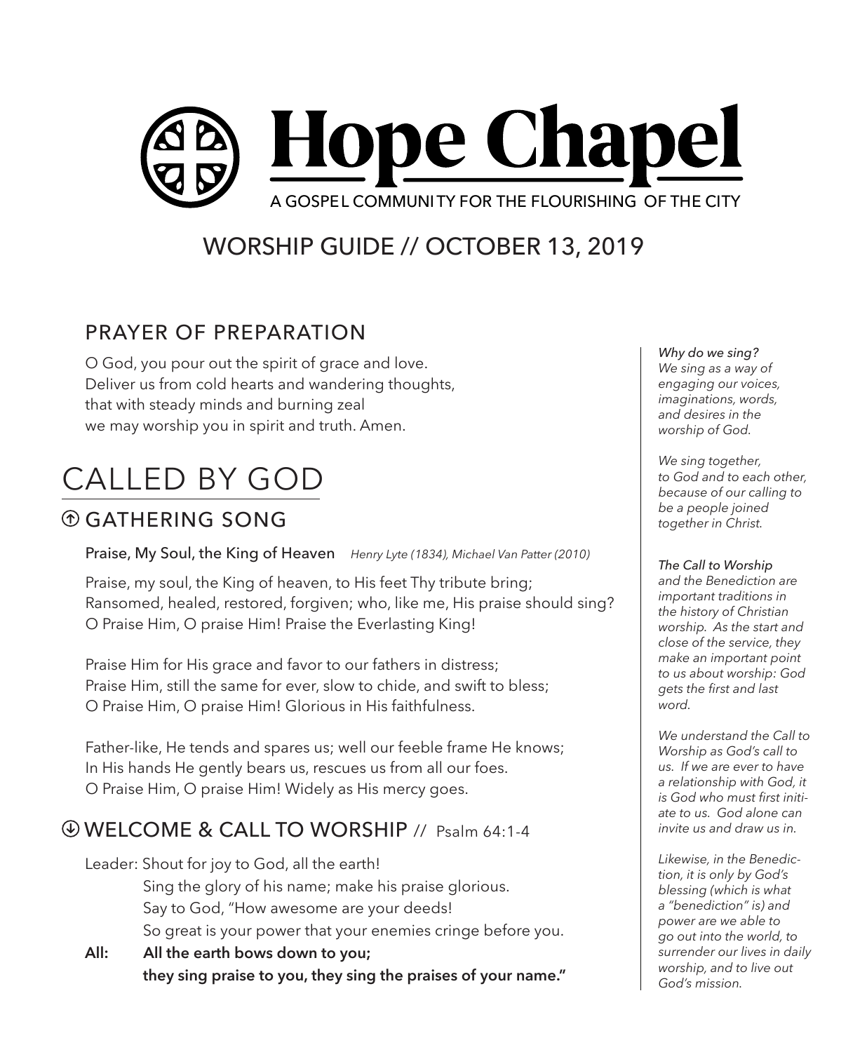# Hope Chapel

A GOSPEL COMMUNITY FOR THE FLOURISHING OF THE CITY

## WORSHIP GUIDE // OCTOBER 13, 2019

### PRAYER OF PREPARATION

O God, you pour out the spirit of grace and love.
Deliver us from cold hearts and wandering thoughts,
that with steady minds and burning zeal
we may worship you in spirit and truth. Amen.

# CALLED BY GOD

### ⇧ GATHERING SONG

**Praise, My Soul, the King of Heaven** *Henry Lyte (1834), Michael Van Patter (2010)*

Praise, my soul, the King of heaven, to His feet Thy tribute bring;
Ransomed, healed, restored, forgiven; who, like me, His praise should sing?
O Praise Him, O praise Him! Praise the Everlasting King!

Praise Him for His grace and favor to our fathers in distress;
Praise Him, still the same for ever, slow to chide, and swift to bless;
O Praise Him, O praise Him! Glorious in His faithfulness.

Father-like, He tends and spares us; well our feeble frame He knows;
In His hands He gently bears us, rescues us from all our foes.
O Praise Him, O praise Him! Widely as His mercy goes.

### ⇩ WELCOME & CALL TO WORSHIP // Psalm 64:1-4

Leader: Shout for joy to God, all the earth!
Sing the glory of his name; make his praise glorious.
Say to God, "How awesome are your deeds!
So great is your power that your enemies cringe before you.

**All: All the earth bows down to you;
they sing praise to you, they sing the praises of your name."**

*Why do we sing?
We sing as a way of engaging our voices, imaginations, words, and desires in the worship of God.*

*We sing together, to God and to each other, because of our calling to be a people joined together in Christ.*

*The Call to Worship and the Benediction are important traditions in the history of Christian worship. As the start and close of the service, they make an important point to us about worship: God gets the first and last word.*

*We understand the Call to Worship as God's call to us. If we are ever to have a relationship with God, it is God who must first initiate to us. God alone can invite us and draw us in.*

*Likewise, in the Benediction, it is only by God's blessing (which is what a "benediction" is) and power are we able to go out into the world, to surrender our lives in daily worship, and to live out God's mission.*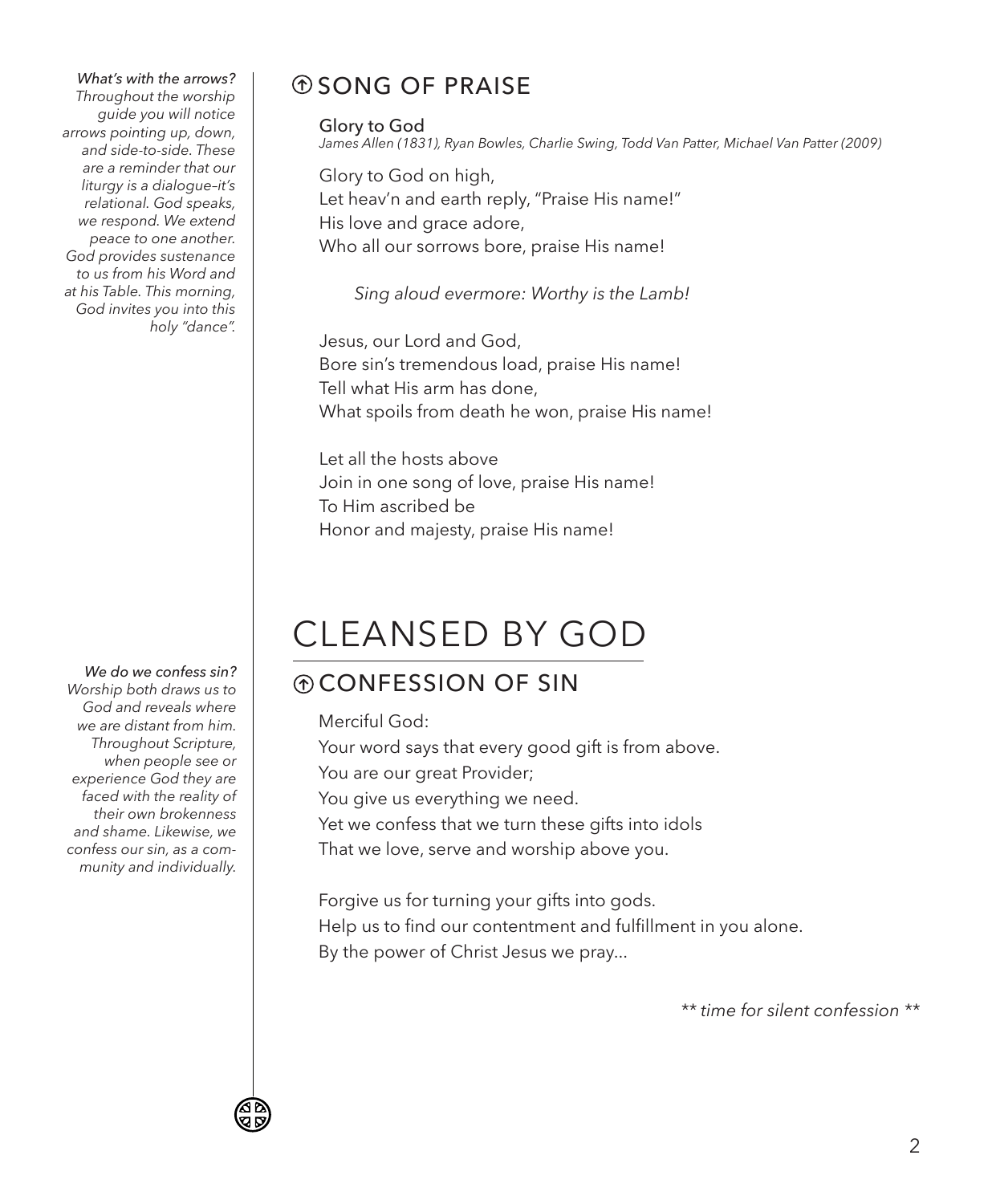*What's with the arrows?*
*Throughout the worship guide you will notice arrows pointing up, down, and side-to-side. These are a reminder that our liturgy is a dialogue–it's relational. God speaks, we respond. We extend peace to one another. God provides sustenance to us from his Word and at his Table. This morning, God invites you into this holy "dance".*

## ⇑ SONG OF PRAISE

**Glory to God**
*James Allen (1831), Ryan Bowles, Charlie Swing, Todd Van Patter, Michael Van Patter (2009)*

Glory to God on high,
Let heav'n and earth reply, "Praise His name!"
His love and grace adore,
Who all our sorrows bore, praise His name!

*Sing aloud evermore: Worthy is the Lamb!*

Jesus, our Lord and God,
Bore sin's tremendous load, praise His name!
Tell what His arm has done,
What spoils from death he won, praise His name!

Let all the hosts above
Join in one song of love, praise His name!
To Him ascribed be
Honor and majesty, praise His name!

# CLEANSED BY GOD

*We do we confess sin?*
*Worship both draws us to God and reveals where we are distant from him. Throughout Scripture, when people see or experience God they are faced with the reality of their own brokenness and shame. Likewise, we confess our sin, as a community and individually.*

## ⇑ CONFESSION OF SIN

Merciful God:
Your word says that every good gift is from above.
You are our great Provider;
You give us everything we need.
Yet we confess that we turn these gifts into idols
That we love, serve and worship above you.

Forgive us for turning your gifts into gods.
Help us to find our contentment and fulfillment in you alone.
By the power of Christ Jesus we pray...

*** time for silent confession ***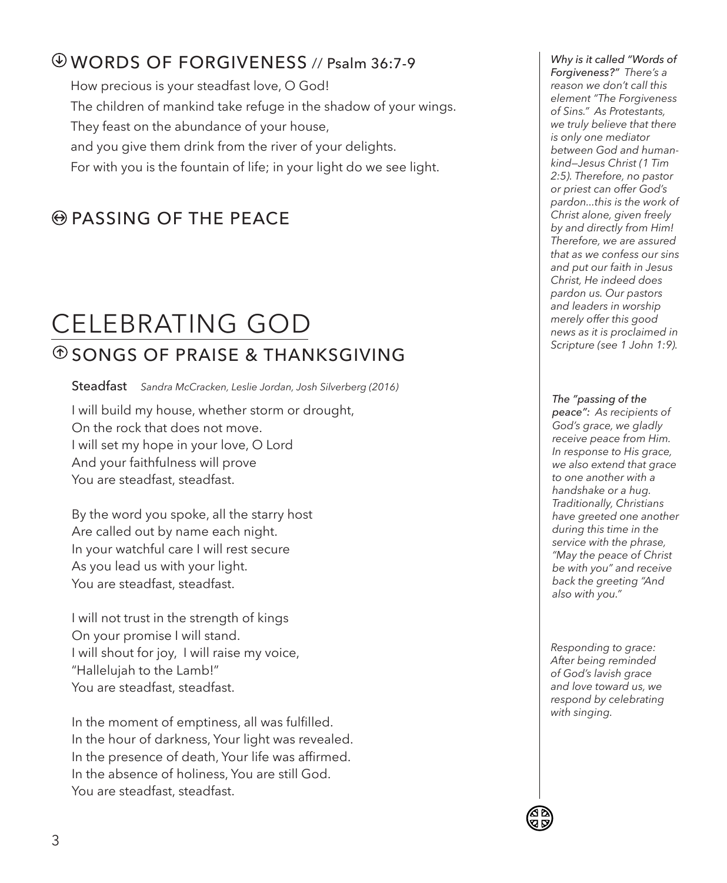## ⊕ WORDS OF FORGIVENESS // Psalm 36:7-9

How precious is your steadfast love, O God!
The children of mankind take refuge in the shadow of your wings.
They feast on the abundance of your house,
and you give them drink from the river of your delights.
For with you is the fountain of life; in your light do we see light.

## PASSING OF THE PEACE

# CELEBRATING GOD

## SONGS OF PRAISE & THANKSGIVING

**Steadfast** *Sandra McCracken, Leslie Jordan, Josh Silverberg (2016)*

I will build my house, whether storm or drought,
On the rock that does not move.
I will set my hope in your love, O Lord
And your faithfulness will prove
You are steadfast, steadfast.

By the word you spoke, all the starry host
Are called out by name each night.
In your watchful care I will rest secure
As you lead us with your light.
You are steadfast, steadfast.

I will not trust in the strength of kings
On your promise I will stand.
I will shout for joy, I will raise my voice,
"Hallelujah to the Lamb!"
You are steadfast, steadfast.

In the moment of emptiness, all was fulfilled.
In the hour of darkness, Your light was revealed.
In the presence of death, Your life was affirmed.
In the absence of holiness, You are still God.
You are steadfast, steadfast.

*Why is it called "Words of Forgiveness?" There's a reason we don't call this element "The Forgiveness of Sins." As Protestants, we truly believe that there is only one mediator between God and humankind—Jesus Christ (1 Tim 2:5). Therefore, no pastor or priest can offer God's pardon...this is the work of Christ alone, given freely by and directly from Him! Therefore, we are assured that as we confess our sins and put our faith in Jesus Christ, He indeed does pardon us. Our pastors and leaders in worship merely offer this good news as it is proclaimed in Scripture (see 1 John 1:9).*

*The "passing of the peace": As recipients of God's grace, we gladly receive peace from Him. In response to His grace, we also extend that grace to one another with a handshake or a hug. Traditionally, Christians have greeted one another during this time in the service with the phrase, "May the peace of Christ be with you" and receive back the greeting "And also with you."*

*Responding to grace: After being reminded of God's lavish grace and love toward us, we respond by celebrating with singing.*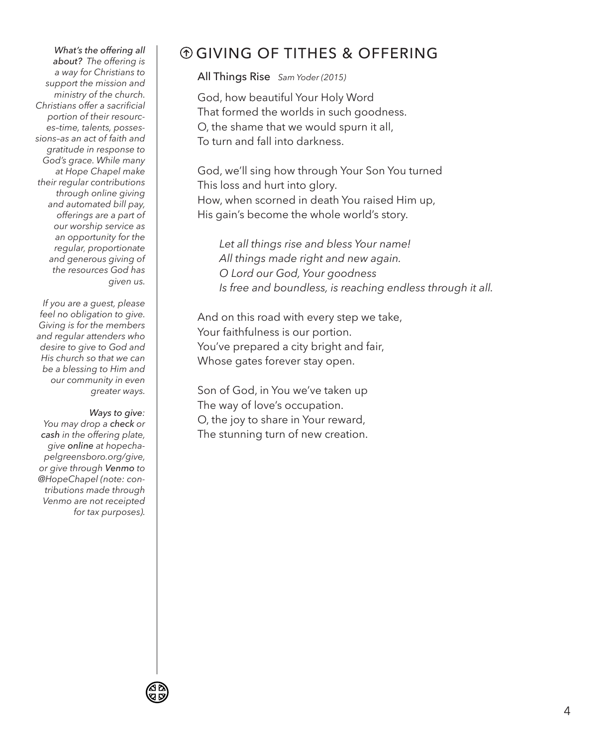## ⊕ GIVING OF TITHES & OFFERING

All Things Rise *Sam Yoder (2015)*

God, how beautiful Your Holy Word
That formed the worlds in such goodness.
O, the shame that we would spurn it all,
To turn and fall into darkness.

God, we'll sing how through Your Son You turned
This loss and hurt into glory.
How, when scorned in death You raised Him up,
His gain's become the whole world's story.

*Let all things rise and bless Your name!*
*All things made right and new again.*
*O Lord our God, Your goodness*
*Is free and boundless, is reaching endless through it all.*

And on this road with every step we take,
Your faithfulness is our portion.
You've prepared a city bright and fair,
Whose gates forever stay open.

Son of God, in You we've taken up
The way of love's occupation.
O, the joy to share in Your reward,
The stunning turn of new creation.

*What's the offering all about? The offering is a way for Christians to support the mission and ministry of the church. Christians offer a sacrificial portion of their resources–time, talents, possessions–as an act of faith and gratitude in response to God's grace. While many at Hope Chapel make their regular contributions through online giving and automated bill pay, offerings are a part of our worship service as an opportunity for the regular, proportionate and generous giving of the resources God has given us.*

*If you are a guest, please feel no obligation to give. Giving is for the members and regular attenders who desire to give to God and His church so that we can be a blessing to Him and our community in even greater ways.*

*Ways to give: You may drop a check or cash in the offering plate, give online at hopechapelgreensboro.org/give, or give through Venmo to @HopeChapel (note: contributions made through Venmo are not receipted for tax purposes).*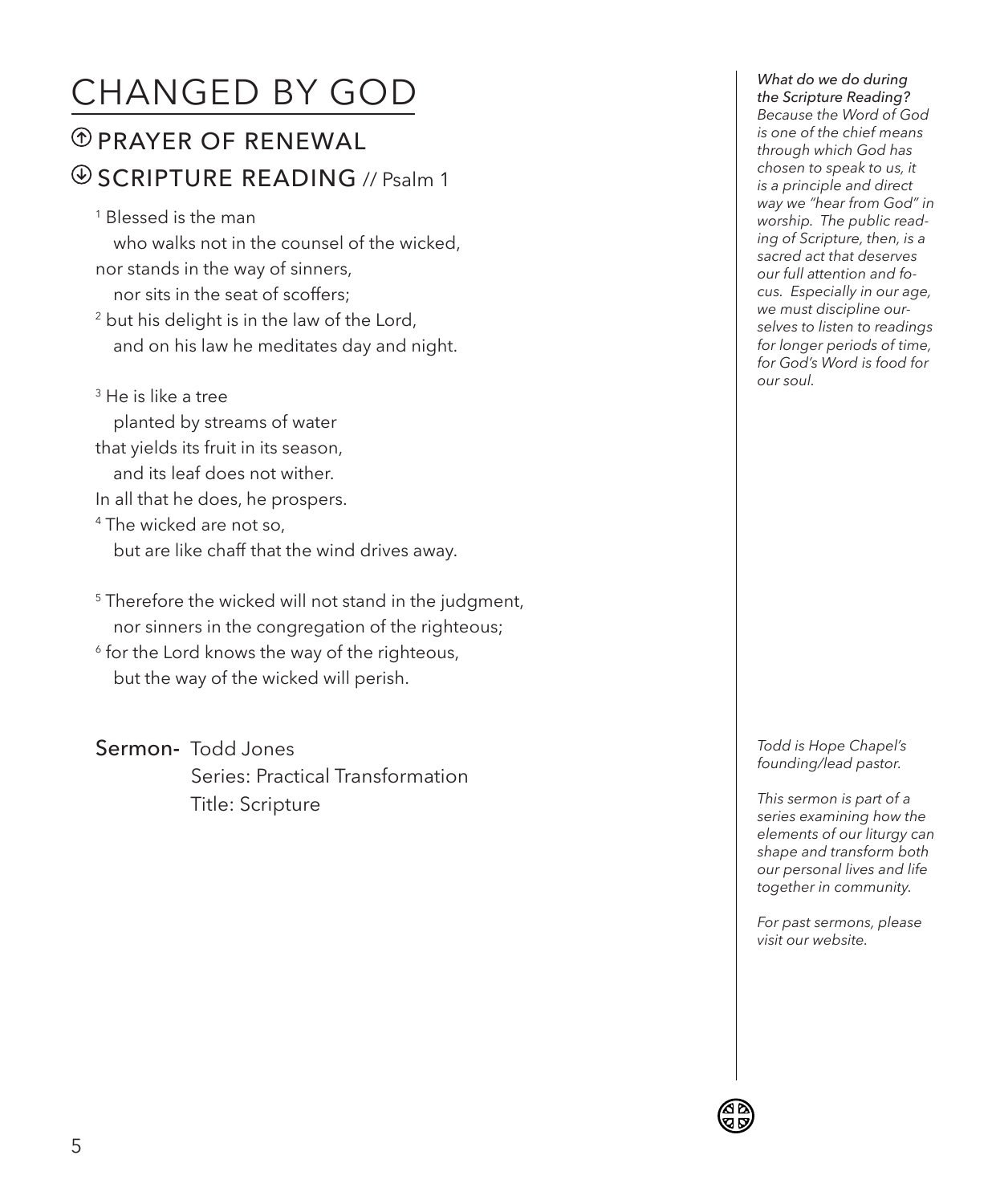# CHANGED BY GOD

## PRAYER OF RENEWAL

## SCRIPTURE READING // Psalm 1

[1] Blessed is the man
  who walks not in the counsel of the wicked,
nor stands in the way of sinners,
  nor sits in the seat of scoffers;
[2] but his delight is in the law of the Lord,
  and on his law he meditates day and night.

[3] He is like a tree
  planted by streams of water
that yields its fruit in its season,
  and its leaf does not wither.
In all that he does, he prospers.
[4] The wicked are not so,
  but are like chaff that the wind drives away.

[5] Therefore the wicked will not stand in the judgment,
  nor sinners in the congregation of the righteous;
[6] for the Lord knows the way of the righteous,
  but the way of the wicked will perish.

*What do we do during the Scripture Reading? Because the Word of God is one of the chief means through which God has chosen to speak to us, it is a principle and direct way we "hear from God" in worship. The public reading of Scripture, then, is a sacred act that deserves our full attention and focus. Especially in our age, we must discipline ourselves to listen to readings for longer periods of time, for God's Word is food for our soul.*

**Sermon-** Todd Jones
Series: Practical Transformation
Title: Scripture

*Todd is Hope Chapel's founding/lead pastor.*

*This sermon is part of a series examining how the elements of our liturgy can shape and transform both our personal lives and life together in community.*

*For past sermons, please visit our website.*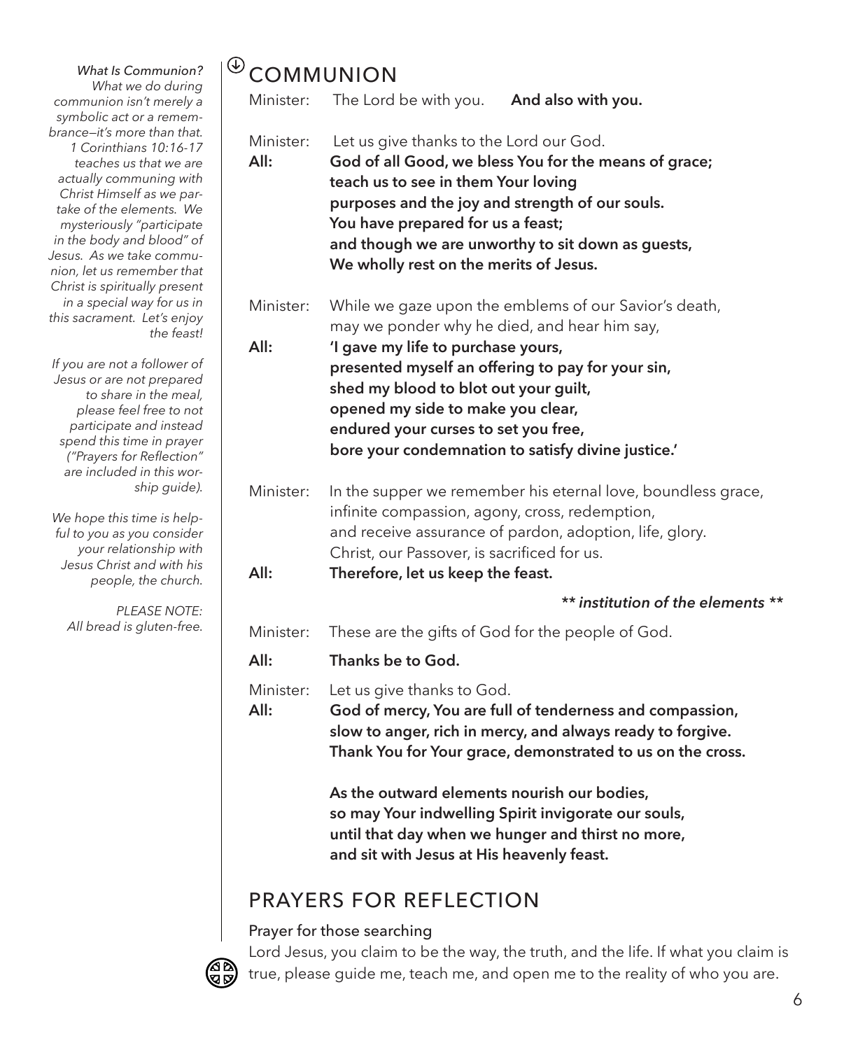*What Is Communion?*
*What we do during communion isn't merely a symbolic act or a remembrance—it's more than that. 1 Corinthians 10:16-17 teaches us that we are actually communing with Christ Himself as we partake of the elements. We mysteriously "participate in the body and blood" of Jesus. As we take communion, let us remember that Christ is spiritually present in a special way for us in this sacrament. Let's enjoy the feast!*

*If you are not a follower of Jesus or are not prepared to share in the meal, please feel free to not participate and instead spend this time in prayer ("Prayers for Reflection" are included in this worship guide).*

*We hope this time is helpful to you as you consider your relationship with Jesus Christ and with his people, the church.*

*PLEASE NOTE: All bread is gluten-free.*

## COMMUNION

Minister: The Lord be with you. **And also with you.**

Minister: Let us give thanks to the Lord our God.
**All: God of all Good, we bless You for the means of grace;
teach us to see in them Your loving
purposes and the joy and strength of our souls.
You have prepared for us a feast;
and though we are unworthy to sit down as guests,
We wholly rest on the merits of Jesus.**

Minister: While we gaze upon the emblems of our Savior's death,
may we ponder why he died, and hear him say,
**All: 'I gave my life to purchase yours,
presented myself an offering to pay for your sin,
shed my blood to blot out your guilt,
opened my side to make you clear,
endured your curses to set you free,
bore your condemnation to satisfy divine justice.'**

Minister: In the supper we remember his eternal love, boundless grace,
infinite compassion, agony, cross, redemption,
and receive assurance of pardon, adoption, life, glory.
Christ, our Passover, is sacrificed for us.
**All: Therefore, let us keep the feast.**

***\*\* institution of the elements \*\****

Minister: These are the gifts of God for the people of God.

**All: Thanks be to God.**

Minister: Let us give thanks to God.
**All: God of mercy, You are full of tenderness and compassion,
slow to anger, rich in mercy, and always ready to forgive.
Thank You for Your grace, demonstrated to us on the cross.**

**As the outward elements nourish our bodies,
so may Your indwelling Spirit invigorate our souls,
until that day when we hunger and thirst no more,
and sit with Jesus at His heavenly feast.**

## PRAYERS FOR REFLECTION

Prayer for those searching

Lord Jesus, you claim to be the way, the truth, and the life. If what you claim is true, please guide me, teach me, and open me to the reality of who you are.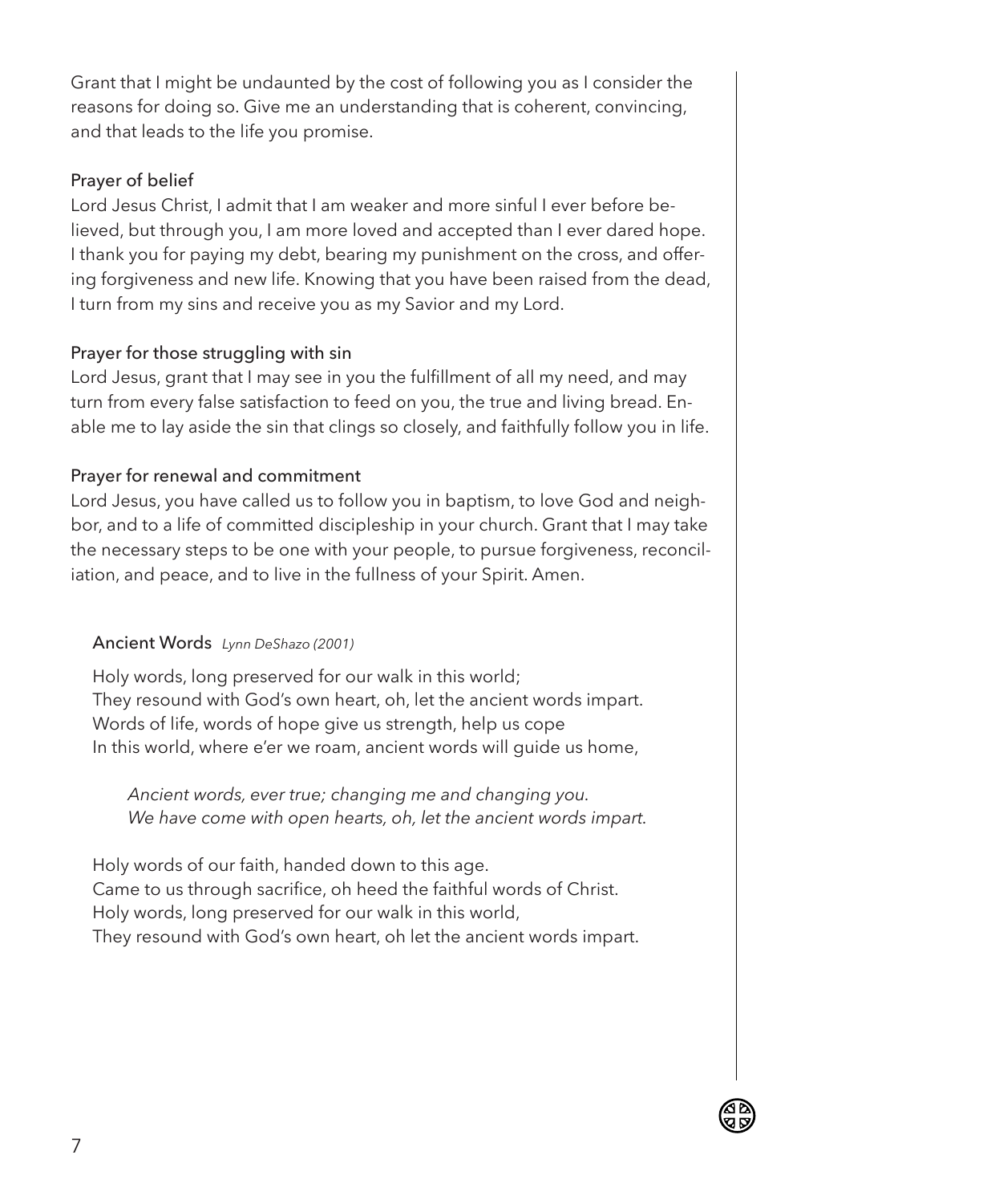Grant that I might be undaunted by the cost of following you as I consider the reasons for doing so. Give me an understanding that is coherent, convincing, and that leads to the life you promise.

### Prayer of belief

Lord Jesus Christ, I admit that I am weaker and more sinful I ever before believed, but through you, I am more loved and accepted than I ever dared hope. I thank you for paying my debt, bearing my punishment on the cross, and offering forgiveness and new life. Knowing that you have been raised from the dead, I turn from my sins and receive you as my Savior and my Lord.

### Prayer for those struggling with sin

Lord Jesus, grant that I may see in you the fulfillment of all my need, and may turn from every false satisfaction to feed on you, the true and living bread. Enable me to lay aside the sin that clings so closely, and faithfully follow you in life.

### Prayer for renewal and commitment

Lord Jesus, you have called us to follow you in baptism, to love God and neighbor, and to a life of committed discipleship in your church. Grant that I may take the necessary steps to be one with your people, to pursue forgiveness, reconciliation, and peace, and to live in the fullness of your Spirit. Amen.

### Ancient Words *Lynn DeShazo (2001)*

Holy words, long preserved for our walk in this world;
They resound with God's own heart, oh, let the ancient words impart.
Words of life, words of hope give us strength, help us cope
In this world, where e'er we roam, ancient words will guide us home,

*Ancient words, ever true; changing me and changing you.*
*We have come with open hearts, oh, let the ancient words impart.*

Holy words of our faith, handed down to this age.
Came to us through sacrifice, oh heed the faithful words of Christ.
Holy words, long preserved for our walk in this world,
They resound with God's own heart, oh let the ancient words impart.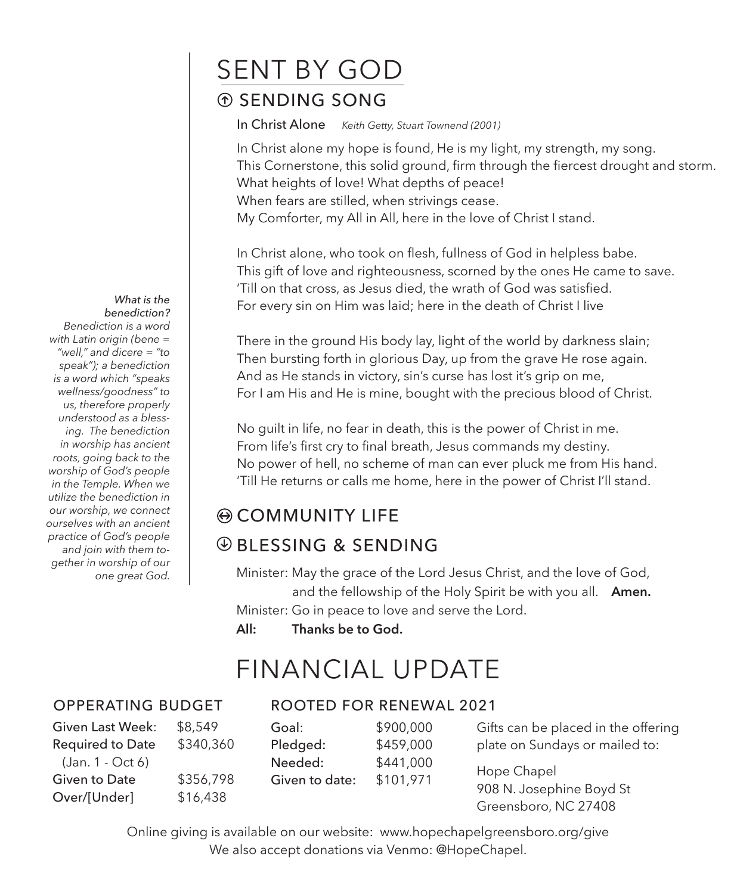# SENT BY GOD

## ⇧ SENDING SONG

**In Christ Alone** *Keith Getty, Stuart Townend (2001)*

In Christ alone my hope is found, He is my light, my strength, my song.
This Cornerstone, this solid ground, firm through the fiercest drought and storm.
What heights of love! What depths of peace!
When fears are stilled, when strivings cease.
My Comforter, my All in All, here in the love of Christ I stand.

In Christ alone, who took on flesh, fullness of God in helpless babe.
This gift of love and righteousness, scorned by the ones He came to save.
'Till on that cross, as Jesus died, the wrath of God was satisfied.
For every sin on Him was laid; here in the death of Christ I live

There in the ground His body lay, light of the world by darkness slain;
Then bursting forth in glorious Day, up from the grave He rose again.
And as He stands in victory, sin's curse has lost it's grip on me,
For I am His and He is mine, bought with the precious blood of Christ.

No guilt in life, no fear in death, this is the power of Christ in me.
From life's first cry to final breath, Jesus commands my destiny.
No power of hell, no scheme of man can ever pluck me from His hand.
'Till He returns or calls me home, here in the power of Christ I'll stand.

*What is the benediction?*
*Benediction is a word with Latin origin (bene = "well," and dicere = "to speak"); a benediction is a word which "speaks wellness/goodness" to us, therefore properly understood as a blessing. The benediction in worship has ancient roots, going back to the worship of God's people in the Temple. When we utilize the benediction in our worship, we connect ourselves with an ancient practice of God's people and join with them together in worship of our one great God.*

## ⇔ COMMUNITY LIFE

## ⇩ BLESSING & SENDING

Minister: May the grace of the Lord Jesus Christ, and the love of God, and the fellowship of the Holy Spirit be with you all. **Amen.**
Minister: Go in peace to love and serve the Lord.
**All: Thanks be to God.**

# FINANCIAL UPDATE

### OPPERATING BUDGET

| | |
|---|---|
| Given Last Week: | $8,549 |
| Required to Date (Jan. 1 - Oct 6) | $340,360 |
| Given to Date | $356,798 |
| Over/[Under] | $16,438 |

### ROOTED FOR RENEWAL 2021

| | |
|---|---|
| Goal: | $900,000 |
| Pledged: | $459,000 |
| Needed: | $441,000 |
| Given to date: | $101,971 |

Gifts can be placed in the offering plate on Sundays or mailed to:

Hope Chapel
908 N. Josephine Boyd St
Greensboro, NC 27408

Online giving is available on our website: www.hopechapelgreensboro.org/give
We also accept donations via Venmo: @HopeChapel.